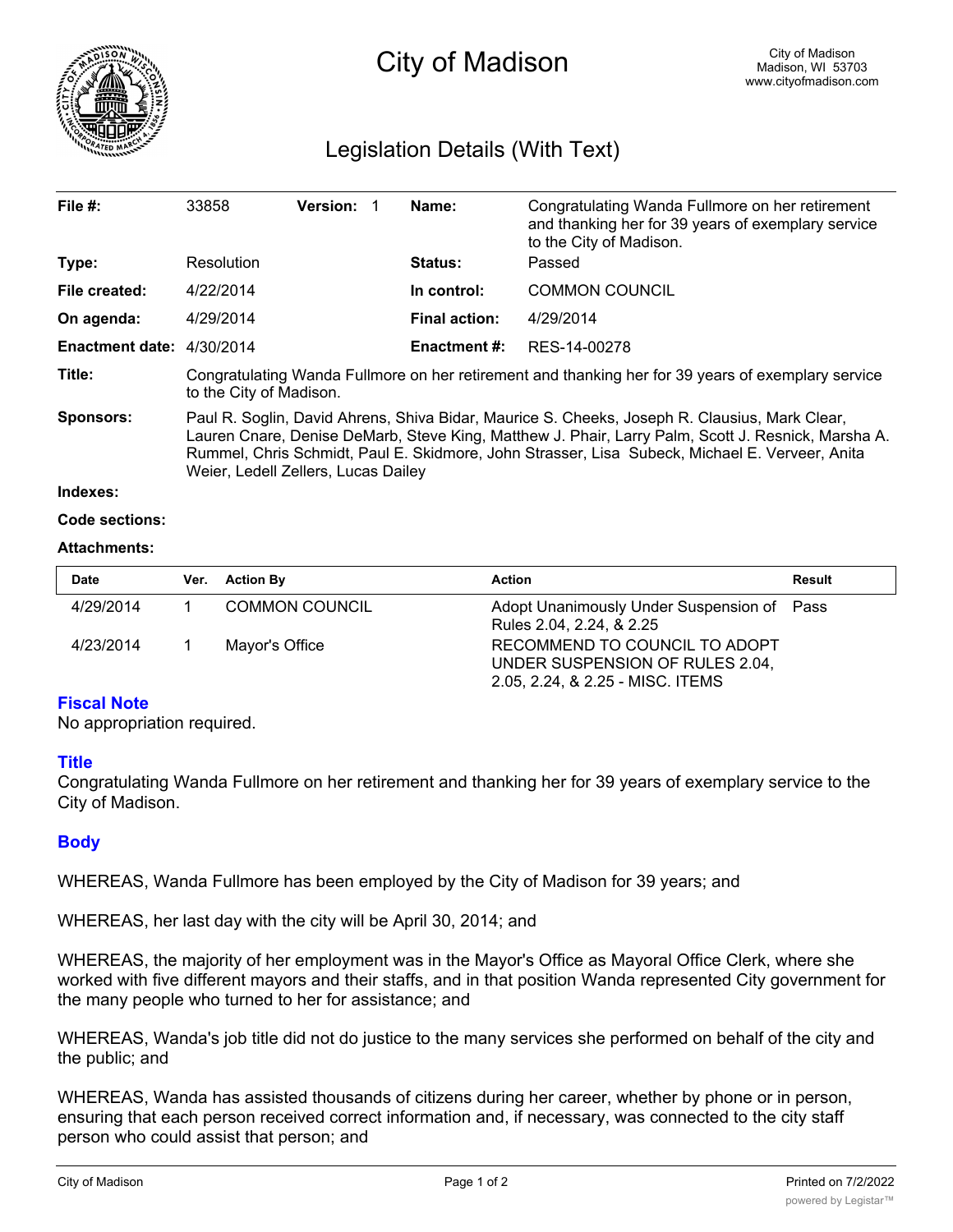# City of Madison

City of Madison
Madison, WI 53703
www.cityofmadison.com

## Legislation Details (With Text)

| | | | |
|---|---|---|---|
| **File #:** | 33858 **Version:** 1 | **Name:** | Congratulating Wanda Fullmore on her retirement and thanking her for 39 years of exemplary service to the City of Madison. |
| **Type:** | Resolution | **Status:** | Passed |
| **File created:** | 4/22/2014 | **In control:** | COMMON COUNCIL |
| **On agenda:** | 4/29/2014 | **Final action:** | 4/29/2014 |
| **Enactment date:** | 4/30/2014 | **Enactment #:** | RES-14-00278 |

**Title:** Congratulating Wanda Fullmore on her retirement and thanking her for 39 years of exemplary service to the City of Madison.

**Sponsors:** Paul R. Soglin, David Ahrens, Shiva Bidar, Maurice S. Cheeks, Joseph R. Clausius, Mark Clear, Lauren Cnare, Denise DeMarb, Steve King, Matthew J. Phair, Larry Palm, Scott J. Resnick, Marsha A. Rummel, Chris Schmidt, Paul E. Skidmore, John Strasser, Lisa Subeck, Michael E. Verveer, Anita Weier, Ledell Zellers, Lucas Dailey

**Indexes:**

**Code sections:**

**Attachments:**

| Date | Ver. | Action By | Action | Result |
|---|---|---|---|---|
| 4/29/2014 | 1 | COMMON COUNCIL | Adopt Unanimously Under Suspension of Rules 2.04, 2.24, & 2.25 | Pass |
| 4/23/2014 | 1 | Mayor's Office | RECOMMEND TO COUNCIL TO ADOPT UNDER SUSPENSION OF RULES 2.04, 2.05, 2.24, & 2.25 - MISC. ITEMS | |

### Fiscal Note

No appropriation required.

### Title

Congratulating Wanda Fullmore on her retirement and thanking her for 39 years of exemplary service to the City of Madison.

### Body

WHEREAS, Wanda Fullmore has been employed by the City of Madison for 39 years; and

WHEREAS, her last day with the city will be April 30, 2014; and

WHEREAS, the majority of her employment was in the Mayor's Office as Mayoral Office Clerk, where she worked with five different mayors and their staffs, and in that position Wanda represented City government for the many people who turned to her for assistance; and

WHEREAS, Wanda's job title did not do justice to the many services she performed on behalf of the city and the public; and

WHEREAS, Wanda has assisted thousands of citizens during her career, whether by phone or in person, ensuring that each person received correct information and, if necessary, was connected to the city staff person who could assist that person; and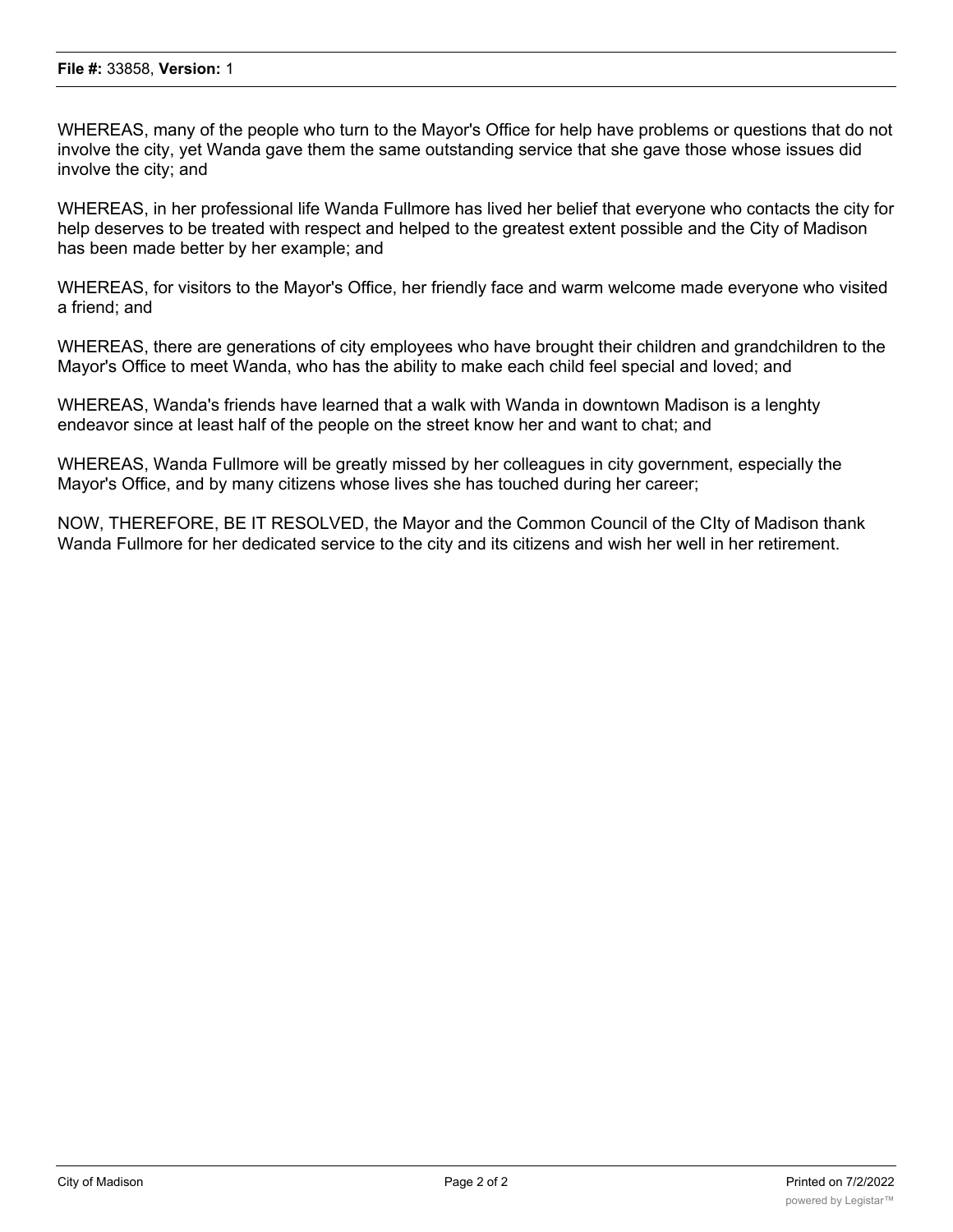WHEREAS, many of the people who turn to the Mayor's Office for help have problems or questions that do not involve the city, yet Wanda gave them the same outstanding service that she gave those whose issues did involve the city; and

WHEREAS, in her professional life Wanda Fullmore has lived her belief that everyone who contacts the city for help deserves to be treated with respect and helped to the greatest extent possible and the City of Madison has been made better by her example; and

WHEREAS, for visitors to the Mayor's Office, her friendly face and warm welcome made everyone who visited a friend; and

WHEREAS, there are generations of city employees who have brought their children and grandchildren to the Mayor's Office to meet Wanda, who has the ability to make each child feel special and loved; and

WHEREAS, Wanda's friends have learned that a walk with Wanda in downtown Madison is a lenghty endeavor since at least half of the people on the street know her and want to chat; and

WHEREAS, Wanda Fullmore will be greatly missed by her colleagues in city government, especially the Mayor's Office, and by many citizens whose lives she has touched during her career;

NOW, THEREFORE, BE IT RESOLVED, the Mayor and the Common Council of the CIty of Madison thank Wanda Fullmore for her dedicated service to the city and its citizens and wish her well in her retirement.